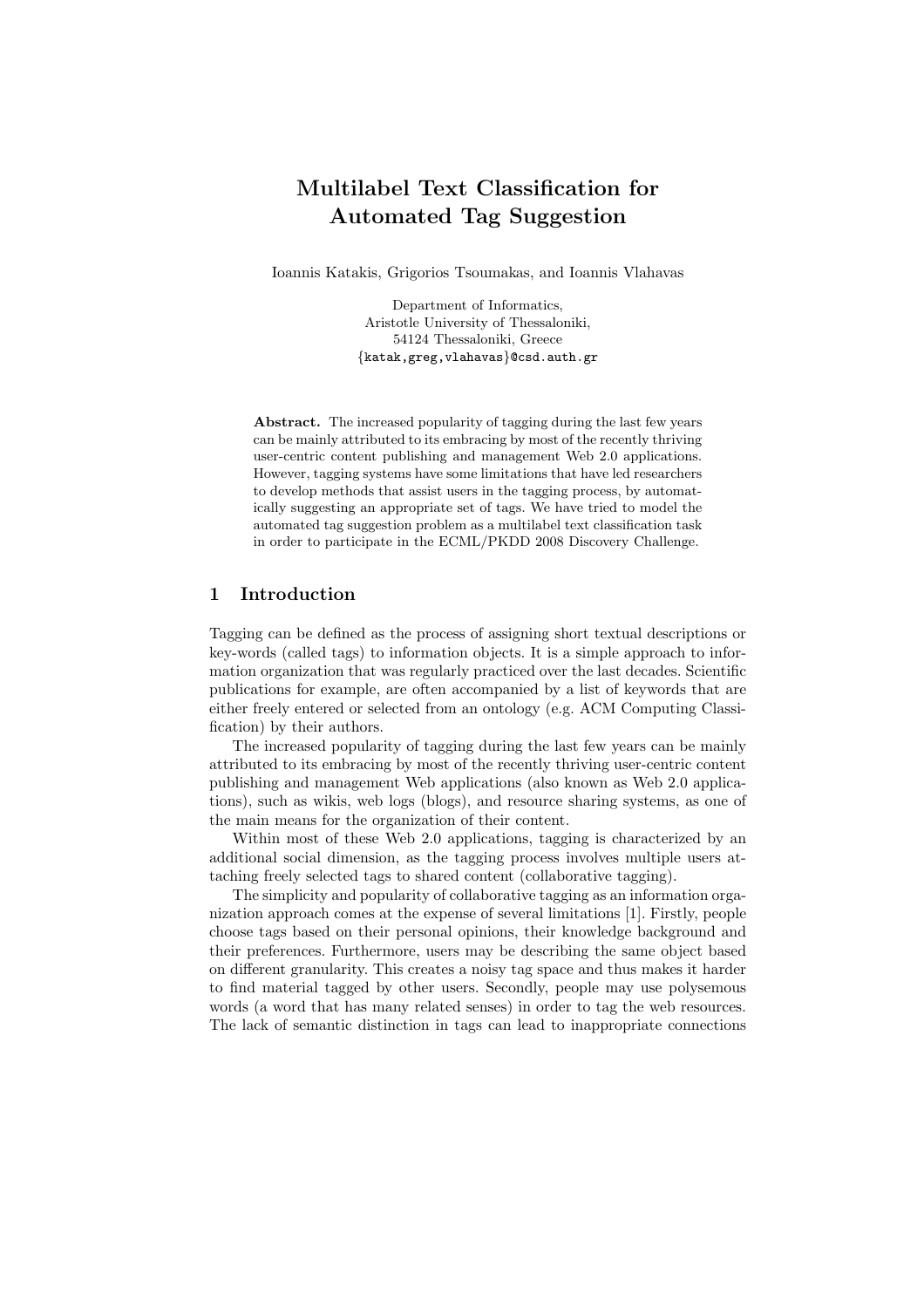# Multilabel Text Classification for Automated Tag Suggestion

Ioannis Katakis, Grigorios Tsoumakas, and Ioannis Vlahavas

Department of Informatics,
Aristotle University of Thessaloniki,
54124 Thessaloniki, Greece
{katak,greg,vlahavas}@csd.auth.gr

**Abstract.** The increased popularity of tagging during the last few years can be mainly attributed to its embracing by most of the recently thriving user-centric content publishing and management Web 2.0 applications. However, tagging systems have some limitations that have led researchers to develop methods that assist users in the tagging process, by automatically suggesting an appropriate set of tags. We have tried to model the automated tag suggestion problem as a multilabel text classification task in order to participate in the ECML/PKDD 2008 Discovery Challenge.

## 1 Introduction

Tagging can be defined as the process of assigning short textual descriptions or key-words (called tags) to information objects. It is a simple approach to information organization that was regularly practiced over the last decades. Scientific publications for example, are often accompanied by a list of keywords that are either freely entered or selected from an ontology (e.g. ACM Computing Classification) by their authors.

The increased popularity of tagging during the last few years can be mainly attributed to its embracing by most of the recently thriving user-centric content publishing and management Web applications (also known as Web 2.0 applications), such as wikis, web logs (blogs), and resource sharing systems, as one of the main means for the organization of their content.

Within most of these Web 2.0 applications, tagging is characterized by an additional social dimension, as the tagging process involves multiple users attaching freely selected tags to shared content (collaborative tagging).

The simplicity and popularity of collaborative tagging as an information organization approach comes at the expense of several limitations [1]. Firstly, people choose tags based on their personal opinions, their knowledge background and their preferences. Furthermore, users may be describing the same object based on different granularity. This creates a noisy tag space and thus makes it harder to find material tagged by other users. Secondly, people may use polysemous words (a word that has many related senses) in order to tag the web resources. The lack of semantic distinction in tags can lead to inappropriate connections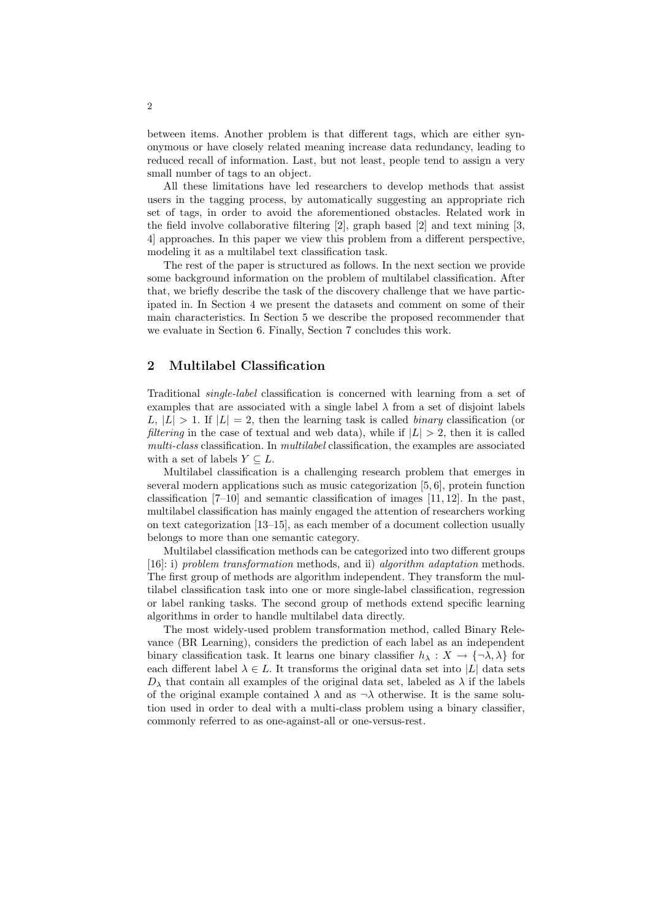between items. Another problem is that different tags, which are either synonymous or have closely related meaning increase data redundancy, leading to reduced recall of information. Last, but not least, people tend to assign a very small number of tags to an object.

All these limitations have led researchers to develop methods that assist users in the tagging process, by automatically suggesting an appropriate rich set of tags, in order to avoid the aforementioned obstacles. Related work in the field involve collaborative filtering [2], graph based [2] and text mining [3, 4] approaches. In this paper we view this problem from a different perspective, modeling it as a multilabel text classification task.

The rest of the paper is structured as follows. In the next section we provide some background information on the problem of multilabel classification. After that, we briefly describe the task of the discovery challenge that we have participated in. In Section 4 we present the datasets and comment on some of their main characteristics. In Section 5 we describe the proposed recommender that we evaluate in Section 6. Finally, Section 7 concludes this work.

## 2 Multilabel Classification

Traditional *single-label* classification is concerned with learning from a set of examples that are associated with a single label $\lambda$ from a set of disjoint labels $L$, $|L| > 1$. If $|L| = 2$, then the learning task is called *binary* classification (or *filtering* in the case of textual and web data), while if $|L| > 2$, then it is called *multi-class* classification. In *multilabel* classification, the examples are associated with a set of labels $Y \subseteq L$.

Multilabel classification is a challenging research problem that emerges in several modern applications such as music categorization [5, 6], protein function classification [7–10] and semantic classification of images [11, 12]. In the past, multilabel classification has mainly engaged the attention of researchers working on text categorization [13–15], as each member of a document collection usually belongs to more than one semantic category.

Multilabel classification methods can be categorized into two different groups [16]: i) *problem transformation* methods, and ii) *algorithm adaptation* methods. The first group of methods are algorithm independent. They transform the multilabel classification task into one or more single-label classification, regression or label ranking tasks. The second group of methods extend specific learning algorithms in order to handle multilabel data directly.

The most widely-used problem transformation method, called Binary Relevance (BR Learning), considers the prediction of each label as an independent binary classification task. It learns one binary classifier $h_\lambda : X \rightarrow \{\neg\lambda, \lambda\}$ for each different label $\lambda \in L$. It transforms the original data set into $|L|$ data sets $D_\lambda$ that contain all examples of the original data set, labeled as $\lambda$ if the labels of the original example contained $\lambda$ and as $\neg\lambda$ otherwise. It is the same solution used in order to deal with a multi-class problem using a binary classifier, commonly referred to as one-against-all or one-versus-rest.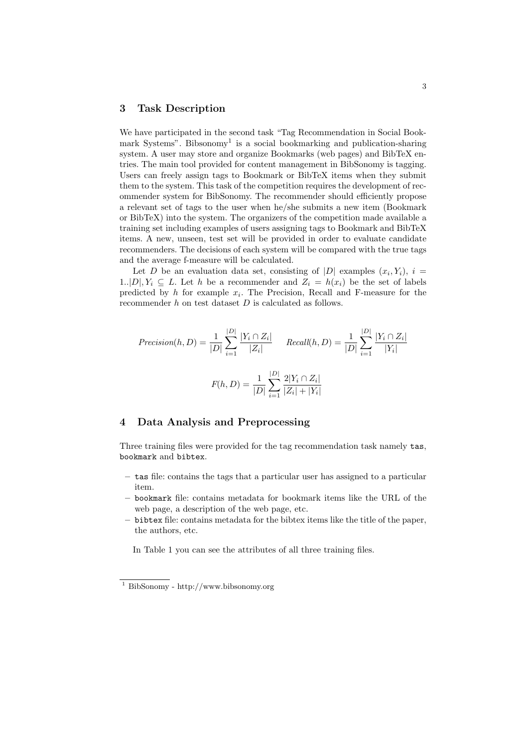## 3 Task Description

We have participated in the second task "Tag Recommendation in Social Bookmark Systems". Bibsonomy[1] is a social bookmarking and publication-sharing system. A user may store and organize Bookmarks (web pages) and BibTeX entries. The main tool provided for content management in BibSonomy is tagging. Users can freely assign tags to Bookmark or BibTeX items when they submit them to the system. This task of the competition requires the development of recommender system for BibSonomy. The recommender should efficiently propose a relevant set of tags to the user when he/she submits a new item (Bookmark or BibTeX) into the system. The organizers of the competition made available a training set including examples of users assigning tags to Bookmark and BibTeX items. A new, unseen, test set will be provided in order to evaluate candidate recommenders. The decisions of each system will be compared with the true tags and the average f-measure will be calculated.

Let $D$ be an evaluation data set, consisting of $|D|$ examples $(x_i, Y_i)$, $i = 1..|D|, Y_i \subseteq L$. Let $h$ be a recommender and $Z_i = h(x_i)$ be the set of labels predicted by $h$ for example $x_i$. The Precision, Recall and F-measure for the recommender $h$ on test dataset $D$ is calculated as follows.

$$Precision(h, D) = \frac{1}{|D|}\sum_{i=1}^{|D|}\frac{|Y_i \cap Z_i|}{|Z_i|} \qquad Recall(h, D) = \frac{1}{|D|}\sum_{i=1}^{|D|}\frac{|Y_i \cap Z_i|}{|Y_i|}$$

$$F(h, D) = \frac{1}{|D|}\sum_{i=1}^{|D|}\frac{2|Y_i \cap Z_i|}{|Z_i| + |Y_i|}$$

## 4 Data Analysis and Preprocessing

Three training files were provided for the tag recommendation task namely `tas`, `bookmark` and `bibtex`.

- `tas` file: contains the tags that a particular user has assigned to a particular item.
- `bookmark` file: contains metadata for bookmark items like the URL of the web page, a description of the web page, etc.
- `bibtex` file: contains metadata for the bibtex items like the title of the paper, the authors, etc.

In Table 1 you can see the attributes of all three training files.

[1] BibSonomy - http://www.bibsonomy.org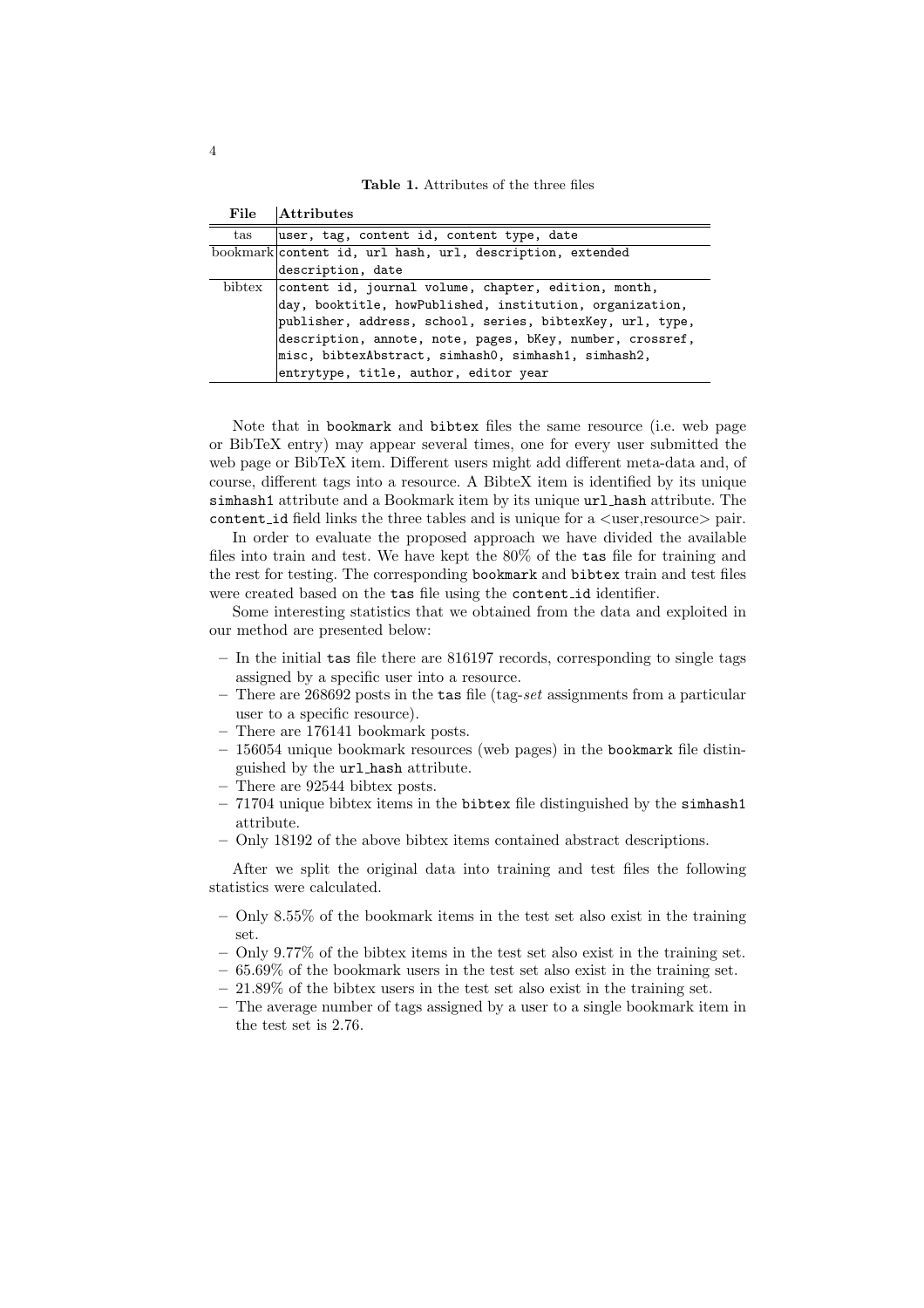**Table 1.** Attributes of the three files

| File | Attributes |
|---|---|
| tas | user, tag, content id, content type, date |
| bookmark | content id, url hash, url, description, extended description, date |
| bibtex | content id, journal volume, chapter, edition, month, day, booktitle, howPublished, institution, organization, publisher, address, school, series, bibtexKey, url, type, description, annote, note, pages, bKey, number, crossref, misc, bibtexAbstract, simhash0, simhash1, simhash2, entrytype, title, author, editor year |

Note that in bookmark and bibtex files the same resource (i.e. web page or BibTeX entry) may appear several times, one for every user submitted the web page or BibTeX item. Different users might add different meta-data and, of course, different tags into a resource. A BibteX item is identified by its unique simhash1 attribute and a Bookmark item by its unique url_hash attribute. The content_id field links the three tables and is unique for a <user,resource> pair.

In order to evaluate the proposed approach we have divided the available files into train and test. We have kept the 80% of the tas file for training and the rest for testing. The corresponding bookmark and bibtex train and test files were created based on the tas file using the content_id identifier.

Some interesting statistics that we obtained from the data and exploited in our method are presented below:

- In the initial tas file there are 816197 records, corresponding to single tags assigned by a specific user into a resource.
- There are 268692 posts in the tas file (tag-*set* assignments from a particular user to a specific resource).
- There are 176141 bookmark posts.
- 156054 unique bookmark resources (web pages) in the bookmark file distinguished by the url_hash attribute.
- There are 92544 bibtex posts.
- 71704 unique bibtex items in the bibtex file distinguished by the simhash1 attribute.
- Only 18192 of the above bibtex items contained abstract descriptions.

After we split the original data into training and test files the following statistics were calculated.

- Only 8.55% of the bookmark items in the test set also exist in the training set.
- Only 9.77% of the bibtex items in the test set also exist in the training set.
- 65.69% of the bookmark users in the test set also exist in the training set.
- 21.89% of the bibtex users in the test set also exist in the training set.
- The average number of tags assigned by a user to a single bookmark item in the test set is 2.76.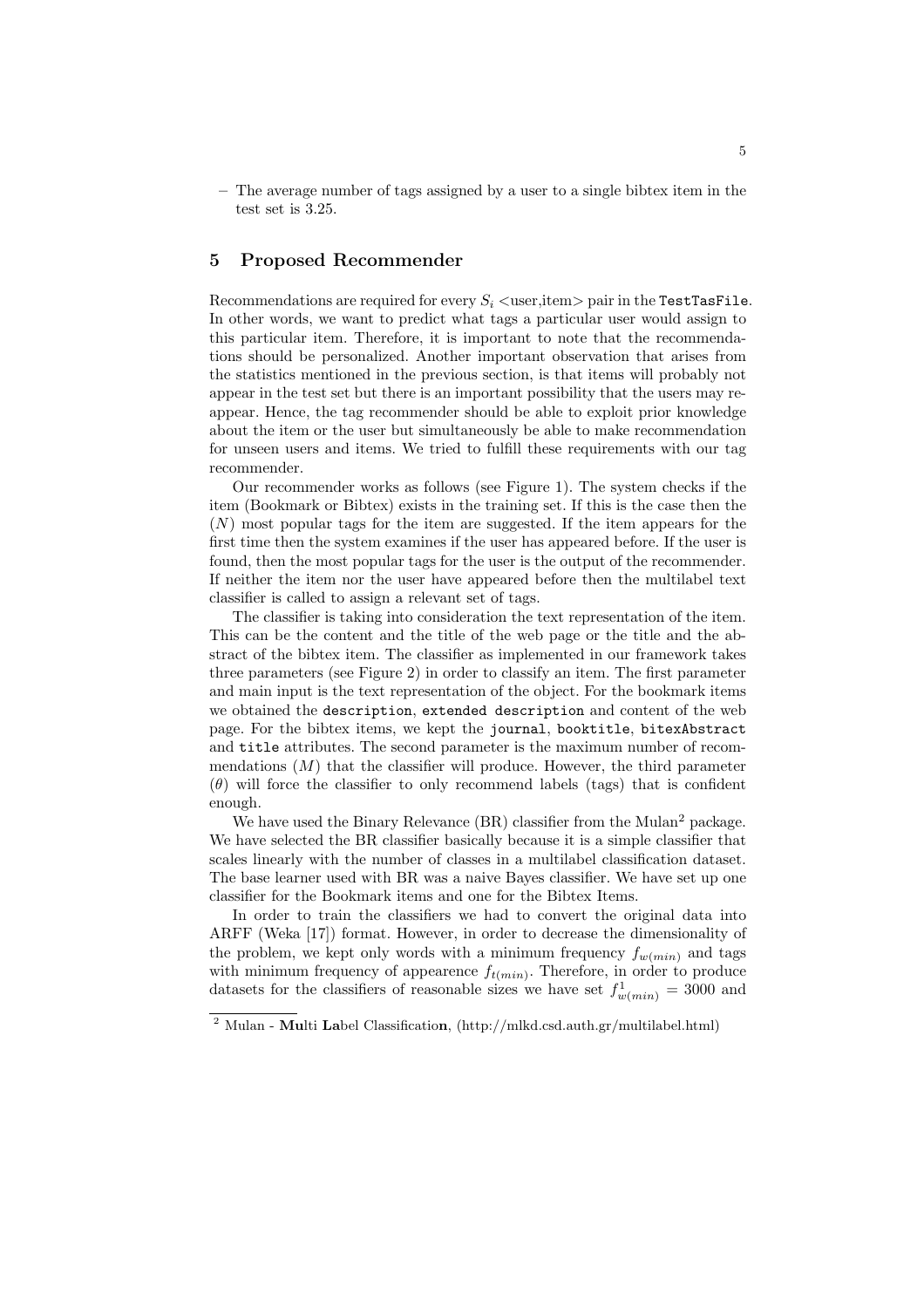- The average number of tags assigned by a user to a single bibtex item in the test set is 3.25.

## 5 Proposed Recommender

Recommendations are required for every $S_i$ <user,item> pair in the `TestTasFile`. In other words, we want to predict what tags a particular user would assign to this particular item. Therefore, it is important to note that the recommendations should be personalized. Another important observation that arises from the statistics mentioned in the previous section, is that items will probably not appear in the test set but there is an important possibility that the users may reappear. Hence, the tag recommender should be able to exploit prior knowledge about the item or the user but simultaneously be able to make recommendation for unseen users and items. We tried to fulfill these requirements with our tag recommender.

Our recommender works as follows (see Figure 1). The system checks if the item (Bookmark or Bibtex) exists in the training set. If this is the case then the ($N$) most popular tags for the item are suggested. If the item appears for the first time then the system examines if the user has appeared before. If the user is found, then the most popular tags for the user is the output of the recommender. If neither the item nor the user have appeared before then the multilabel text classifier is called to assign a relevant set of tags.

The classifier is taking into consideration the text representation of the item. This can be the content and the title of the web page or the title and the abstract of the bibtex item. The classifier as implemented in our framework takes three parameters (see Figure 2) in order to classify an item. The first parameter and main input is the text representation of the object. For the bookmark items we obtained the `description`, `extended description` and content of the web page. For the bibtex items, we kept the `journal`, `booktitle`, `bitexAbstract` and `title` attributes. The second parameter is the maximum number of recommendations ($M$) that the classifier will produce. However, the third parameter ($\theta$) will force the classifier to only recommend labels (tags) that is confident enough.

We have used the Binary Relevance (BR) classifier from the Mulan[2] package. We have selected the BR classifier basically because it is a simple classifier that scales linearly with the number of classes in a multilabel classification dataset. The base learner used with BR was a naive Bayes classifier. We have set up one classifier for the Bookmark items and one for the Bibtex Items.

In order to train the classifiers we had to convert the original data into ARFF (Weka [17]) format. However, in order to decrease the dimensionality of the problem, we kept only words with a minimum frequency $f_{w(min)}$ and tags with minimum frequency of appearence $f_{t(min)}$. Therefore, in order to produce datasets for the classifiers of reasonable sizes we have set $f^1_{w(min)} = 3000$ and

[2] Mulan - **Mu**lti **La**bel Classificatio**n**, (http://mlkd.csd.auth.gr/multilabel.html)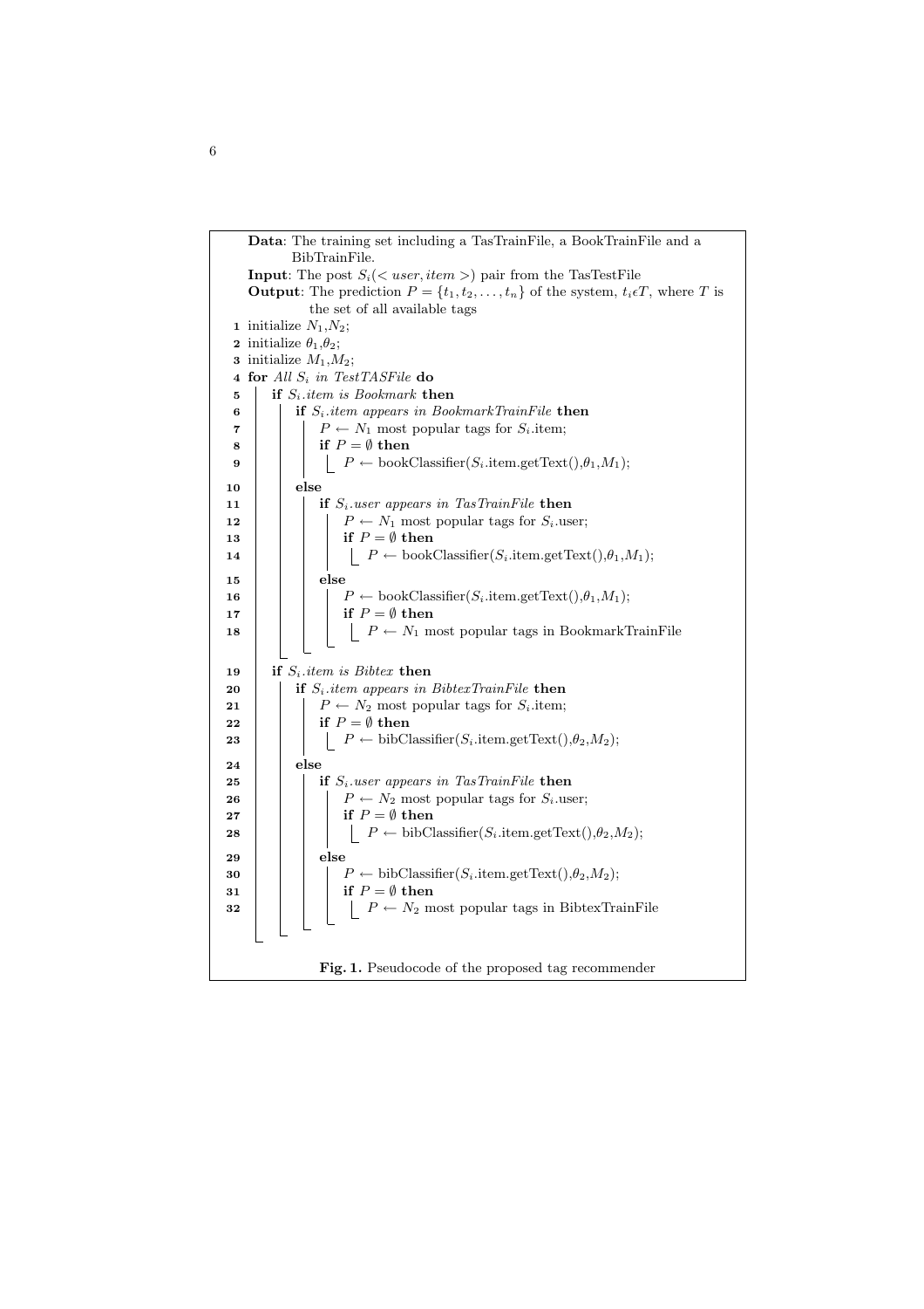**Data**: The training set including a TasTrainFile, a BookTrainFile and a BibTrainFile.
**Input**: The post $S_i(< user, item >)$ pair from the TasTestFile
**Output**: The prediction $P = \{t_1, t_2, \ldots, t_n\}$ of the system, $t_i \epsilon T$, where $T$ is the set of all available tags

```
1  initialize N1,N2;
2  initialize θ1,θ2;
3  initialize M1,M2;
4  for All Si in TestTASFile do
5      if Si.item is Bookmark then
6          if Si.item appears in BookmarkTrainFile then
7              P ← N1 most popular tags for Si.item;
8              if P = ∅ then
9                  P ← bookClassifier(Si.item.getText(),θ1,M1);
10         else
11             if Si.user appears in TasTrainFile then
12                 P ← N1 most popular tags for Si.user;
13                 if P = ∅ then
14                     P ← bookClassifier(Si.item.getText(),θ1,M1);
15             else
16                 P ← bookClassifier(Si.item.getText(),θ1,M1);
17                 if P = ∅ then
18                     P ← N1 most popular tags in BookmarkTrainFile
19     if Si.item is Bibtex then
20         if Si.item appears in BibtexTrainFile then
21             P ← N2 most popular tags for Si.item;
22             if P = ∅ then
23                 P ← bibClassifier(Si.item.getText(),θ2,M2);
24         else
25             if Si.user appears in TasTrainFile then
26                 P ← N2 most popular tags for Si.user;
27                 if P = ∅ then
28                     P ← bibClassifier(Si.item.getText(),θ2,M2);
29             else
30                 P ← bibClassifier(Si.item.getText(),θ2,M2);
31                 if P = ∅ then
32                     P ← N2 most popular tags in BibtexTrainFile
```

**Fig. 1.** Pseudocode of the proposed tag recommender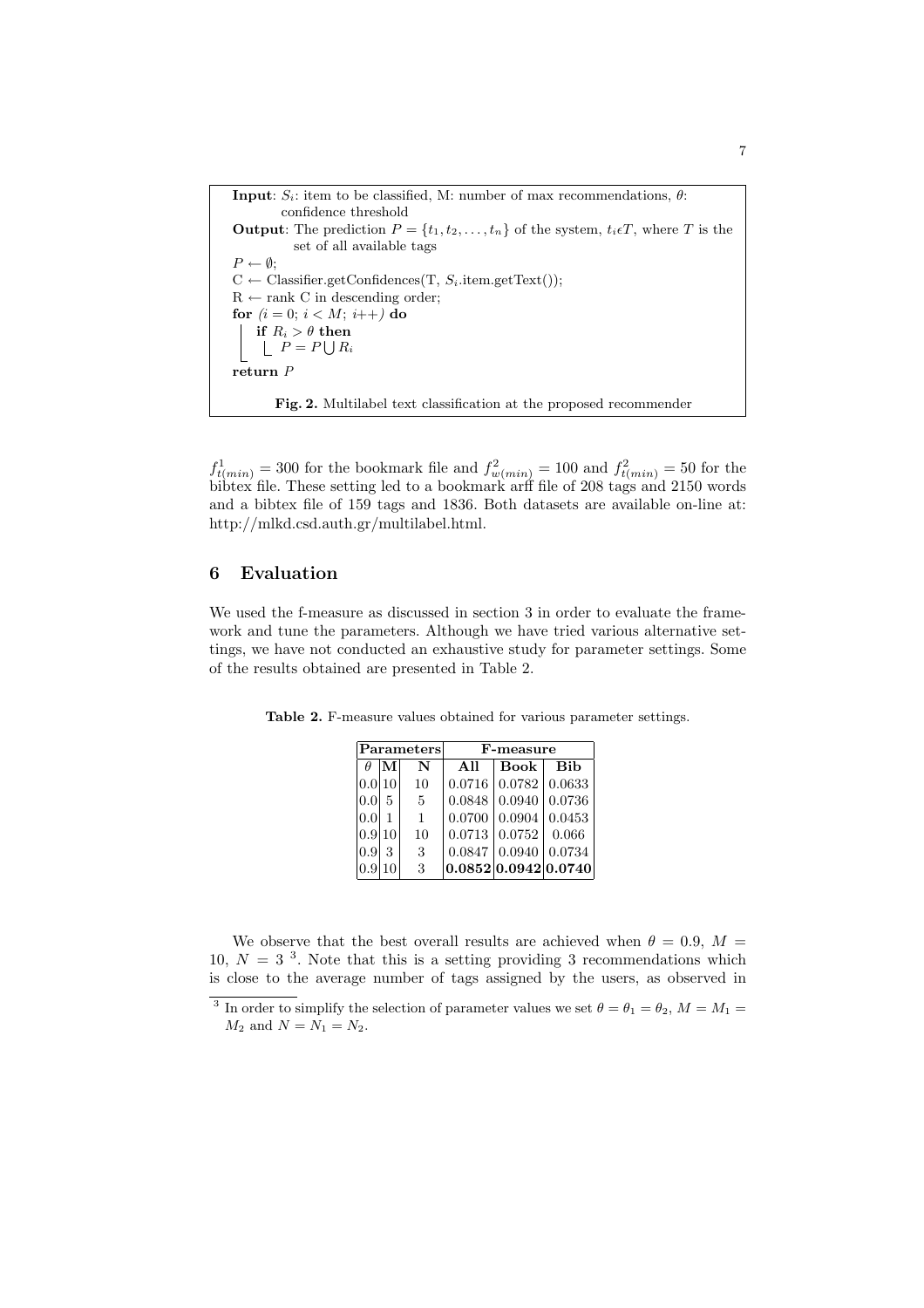**Input**: $S_i$: item to be classified, M: number of max recommendations, $\theta$: confidence threshold
**Output**: The prediction $P = \{t_1, t_2, \ldots, t_n\}$ of the system, $t_i \epsilon T$, where $T$ is the set of all available tags

```
P ← ∅;
C ← Classifier.getConfidences(T, S_i.item.getText());
R ← rank C in descending order;
for (i = 0; i < M; i++) do
    if R_i > θ then
        P = P ⋃ R_i
return P
```

**Fig. 2.** Multilabel text classification at the proposed recommender

$f^1_{t(min)} = 300$ for the bookmark file and $f^2_{w(min)} = 100$ and $f^2_{t(min)} = 50$ for the bibtex file. These setting led to a bookmark arff file of 208 tags and 2150 words and a bibtex file of 159 tags and 1836. Both datasets are available on-line at: http://mlkd.csd.auth.gr/multilabel.html.

## 6 Evaluation

We used the f-measure as discussed in section 3 in order to evaluate the framework and tune the parameters. Although we have tried various alternative settings, we have not conducted an exhaustive study for parameter settings. Some of the results obtained are presented in Table 2.

**Table 2.** F-measure values obtained for various parameter settings.

| **Parameters** | | | **F-measure** | | |
|---|---|---|---|---|---|
| $\theta$ | **M** | **N** | **All** | **Book** | **Bib** |
| 0.0 | 10 | 10 | 0.0716 | 0.0782 | 0.0633 |
| 0.0 | 5 | 5 | 0.0848 | 0.0940 | 0.0736 |
| 0.0 | 1 | 1 | 0.0700 | 0.0904 | 0.0453 |
| 0.9 | 10 | 10 | 0.0713 | 0.0752 | 0.066 |
| 0.9 | 3 | 3 | 0.0847 | 0.0940 | 0.0734 |
| 0.9 | 10 | 3 | **0.0852** | **0.0942** | **0.0740** |

We observe that the best overall results are achieved when $\theta = 0.9$, $M = 10$, $N = 3$ [3]. Note that this is a setting providing 3 recommendations which is close to the average number of tags assigned by the users, as observed in

[3] In order to simplify the selection of parameter values we set $\theta = \theta_1 = \theta_2$, $M = M_1 = M_2$ and $N = N_1 = N_2$.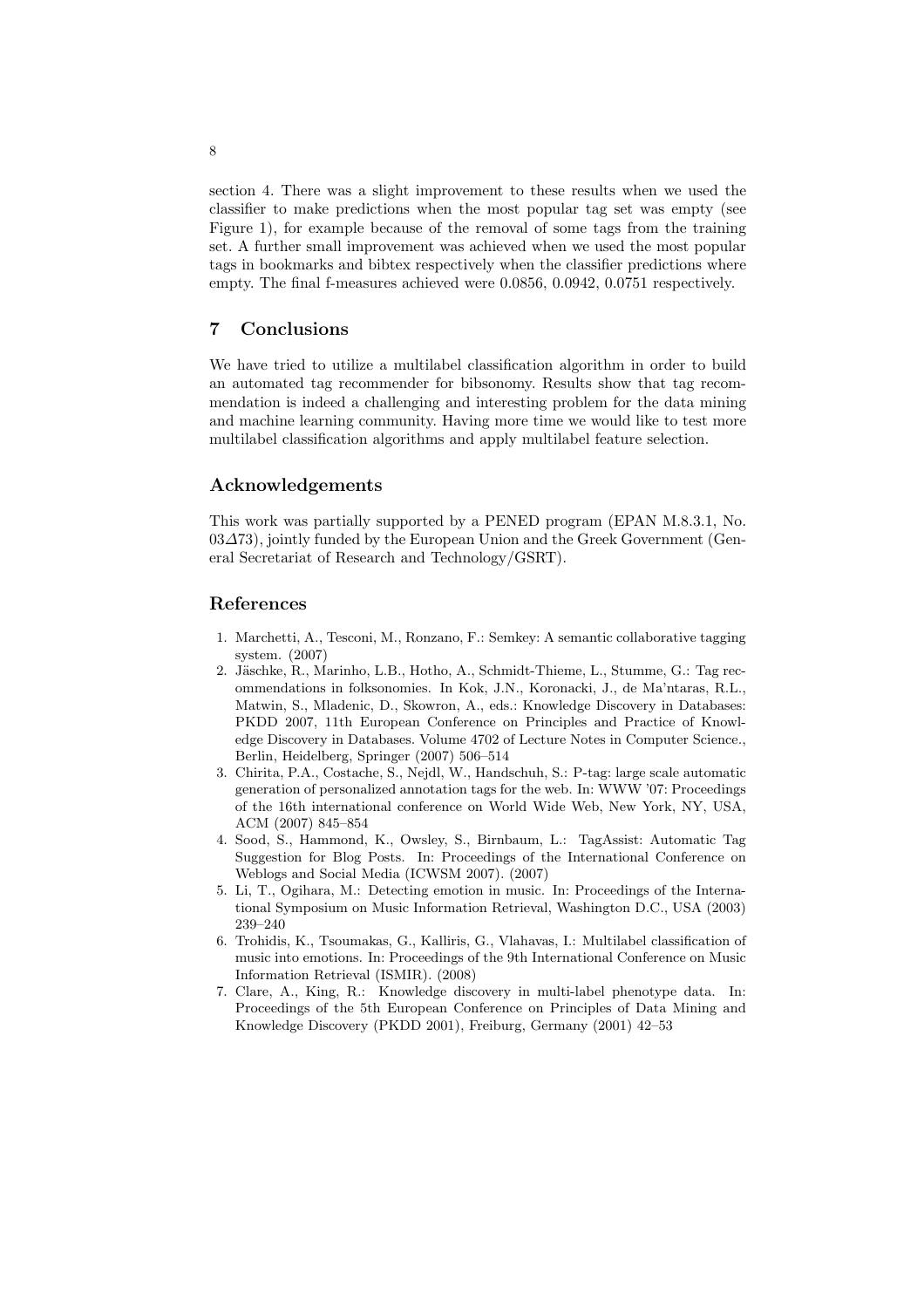section 4. There was a slight improvement to these results when we used the classifier to make predictions when the most popular tag set was empty (see Figure 1), for example because of the removal of some tags from the training set. A further small improvement was achieved when we used the most popular tags in bookmarks and bibtex respectively when the classifier predictions where empty. The final f-measures achieved were 0.0856, 0.0942, 0.0751 respectively.

## 7 Conclusions

We have tried to utilize a multilabel classification algorithm in order to build an automated tag recommender for bibsonomy. Results show that tag recommendation is indeed a challenging and interesting problem for the data mining and machine learning community. Having more time we would like to test more multilabel classification algorithms and apply multilabel feature selection.

## Acknowledgements

This work was partially supported by a PENED program (EPAN M.8.3.1, No. 03$\Delta$73), jointly funded by the European Union and the Greek Government (General Secretariat of Research and Technology/GSRT).

## References

1. Marchetti, A., Tesconi, M., Ronzano, F.: Semkey: A semantic collaborative tagging system. (2007)
2. Jäschke, R., Marinho, L.B., Hotho, A., Schmidt-Thieme, L., Stumme, G.: Tag recommendations in folksonomies. In Kok, J.N., Koronacki, J., de Ma'ntaras, R.L., Matwin, S., Mladenic, D., Skowron, A., eds.: Knowledge Discovery in Databases: PKDD 2007, 11th European Conference on Principles and Practice of Knowledge Discovery in Databases. Volume 4702 of Lecture Notes in Computer Science., Berlin, Heidelberg, Springer (2007) 506–514
3. Chirita, P.A., Costache, S., Nejdl, W., Handschuh, S.: P-tag: large scale automatic generation of personalized annotation tags for the web. In: WWW '07: Proceedings of the 16th international conference on World Wide Web, New York, NY, USA, ACM (2007) 845–854
4. Sood, S., Hammond, K., Owsley, S., Birnbaum, L.: TagAssist: Automatic Tag Suggestion for Blog Posts. In: Proceedings of the International Conference on Weblogs and Social Media (ICWSM 2007). (2007)
5. Li, T., Ogihara, M.: Detecting emotion in music. In: Proceedings of the International Symposium on Music Information Retrieval, Washington D.C., USA (2003) 239–240
6. Trohidis, K., Tsoumakas, G., Kalliris, G., Vlahavas, I.: Multilabel classification of music into emotions. In: Proceedings of the 9th International Conference on Music Information Retrieval (ISMIR). (2008)
7. Clare, A., King, R.: Knowledge discovery in multi-label phenotype data. In: Proceedings of the 5th European Conference on Principles of Data Mining and Knowledge Discovery (PKDD 2001), Freiburg, Germany (2001) 42–53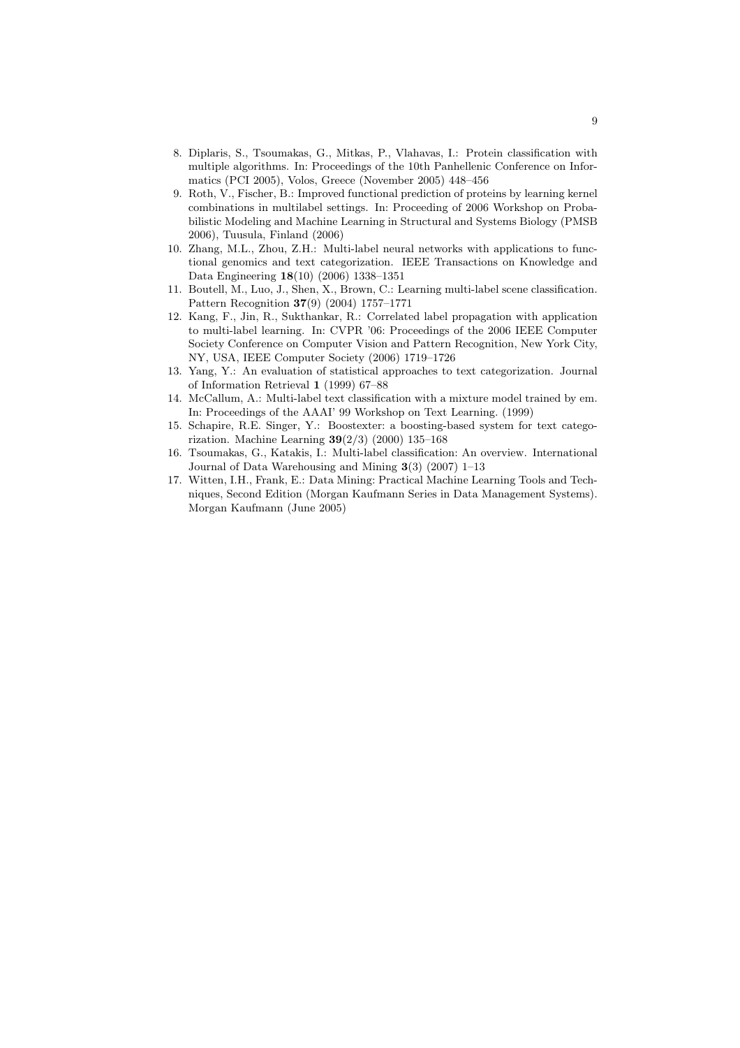8. Diplaris, S., Tsoumakas, G., Mitkas, P., Vlahavas, I.: Protein classification with multiple algorithms. In: Proceedings of the 10th Panhellenic Conference on Informatics (PCI 2005), Volos, Greece (November 2005) 448–456
9. Roth, V., Fischer, B.: Improved functional prediction of proteins by learning kernel combinations in multilabel settings. In: Proceeding of 2006 Workshop on Probabilistic Modeling and Machine Learning in Structural and Systems Biology (PMSB 2006), Tuusula, Finland (2006)
10. Zhang, M.L., Zhou, Z.H.: Multi-label neural networks with applications to functional genomics and text categorization. IEEE Transactions on Knowledge and Data Engineering **18**(10) (2006) 1338–1351
11. Boutell, M., Luo, J., Shen, X., Brown, C.: Learning multi-label scene classification. Pattern Recognition **37**(9) (2004) 1757–1771
12. Kang, F., Jin, R., Sukthankar, R.: Correlated label propagation with application to multi-label learning. In: CVPR '06: Proceedings of the 2006 IEEE Computer Society Conference on Computer Vision and Pattern Recognition, New York City, NY, USA, IEEE Computer Society (2006) 1719–1726
13. Yang, Y.: An evaluation of statistical approaches to text categorization. Journal of Information Retrieval **1** (1999) 67–88
14. McCallum, A.: Multi-label text classification with a mixture model trained by em. In: Proceedings of the AAAI' 99 Workshop on Text Learning. (1999)
15. Schapire, R.E. Singer, Y.: Boostexter: a boosting-based system for text categorization. Machine Learning **39**(2/3) (2000) 135–168
16. Tsoumakas, G., Katakis, I.: Multi-label classification: An overview. International Journal of Data Warehousing and Mining **3**(3) (2007) 1–13
17. Witten, I.H., Frank, E.: Data Mining: Practical Machine Learning Tools and Techniques, Second Edition (Morgan Kaufmann Series in Data Management Systems). Morgan Kaufmann (June 2005)